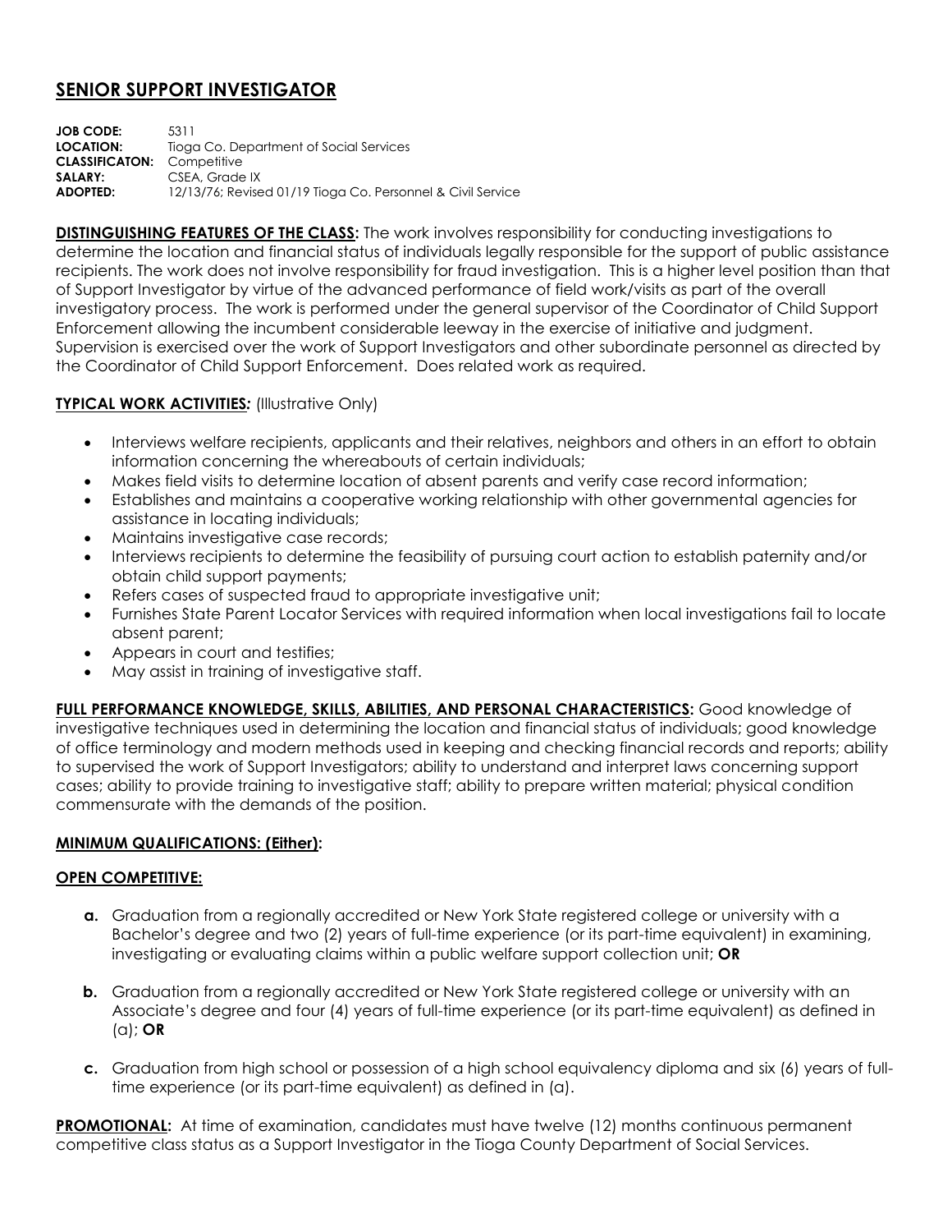# SENIOR SUPPORT INVESTIGATOR

**JOB CODE:** 5311
**LOCATION:** Tioga Co. Department of Social Services
**CLASSIFICATON:** Competitive
**SALARY:** CSEA, Grade IX
**ADOPTED:** 12/13/76; Revised 01/19 Tioga Co. Personnel & Civil Service

**DISTINGUISHING FEATURES OF THE CLASS:** The work involves responsibility for conducting investigations to determine the location and financial status of individuals legally responsible for the support of public assistance recipients. The work does not involve responsibility for fraud investigation. This is a higher level position than that of Support Investigator by virtue of the advanced performance of field work/visits as part of the overall investigatory process. The work is performed under the general supervisor of the Coordinator of Child Support Enforcement allowing the incumbent considerable leeway in the exercise of initiative and judgment. Supervision is exercised over the work of Support Investigators and other subordinate personnel as directed by the Coordinator of Child Support Enforcement. Does related work as required.

**TYPICAL WORK ACTIVITIES:** (Illustrative Only)

- Interviews welfare recipients, applicants and their relatives, neighbors and others in an effort to obtain information concerning the whereabouts of certain individuals;
- Makes field visits to determine location of absent parents and verify case record information;
- Establishes and maintains a cooperative working relationship with other governmental agencies for assistance in locating individuals;
- Maintains investigative case records;
- Interviews recipients to determine the feasibility of pursuing court action to establish paternity and/or obtain child support payments;
- Refers cases of suspected fraud to appropriate investigative unit;
- Furnishes State Parent Locator Services with required information when local investigations fail to locate absent parent;
- Appears in court and testifies;
- May assist in training of investigative staff.

**FULL PERFORMANCE KNOWLEDGE, SKILLS, ABILITIES, AND PERSONAL CHARACTERISTICS:** Good knowledge of investigative techniques used in determining the location and financial status of individuals; good knowledge of office terminology and modern methods used in keeping and checking financial records and reports; ability to supervised the work of Support Investigators; ability to understand and interpret laws concerning support cases; ability to provide training to investigative staff; ability to prepare written material; physical condition commensurate with the demands of the position.

**MINIMUM QUALIFICATIONS: (Either):**

**OPEN COMPETITIVE:**

**a.** Graduation from a regionally accredited or New York State registered college or university with a Bachelor's degree and two (2) years of full-time experience (or its part-time equivalent) in examining, investigating or evaluating claims within a public welfare support collection unit; **OR**

**b.** Graduation from a regionally accredited or New York State registered college or university with an Associate's degree and four (4) years of full-time experience (or its part-time equivalent) as defined in (a); **OR**

**c.** Graduation from high school or possession of a high school equivalency diploma and six (6) years of full-time experience (or its part-time equivalent) as defined in (a).

**PROMOTIONAL:** At time of examination, candidates must have twelve (12) months continuous permanent competitive class status as a Support Investigator in the Tioga County Department of Social Services.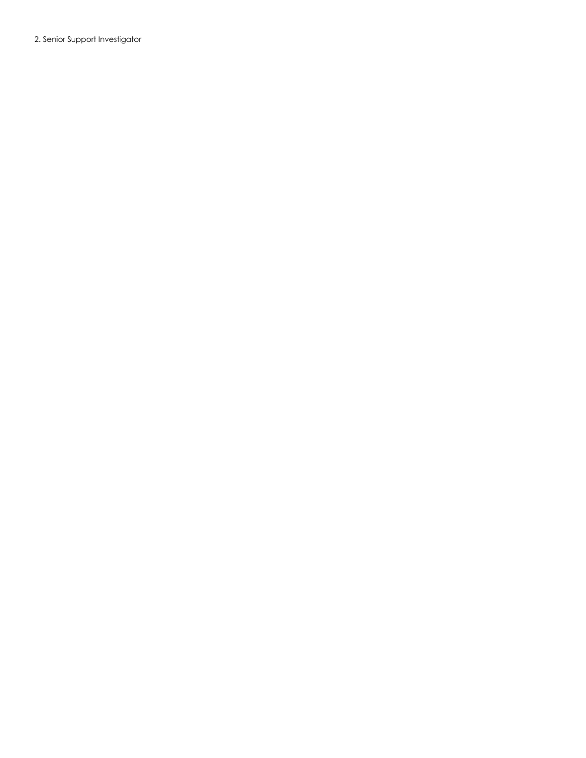2. Senior Support Investigator